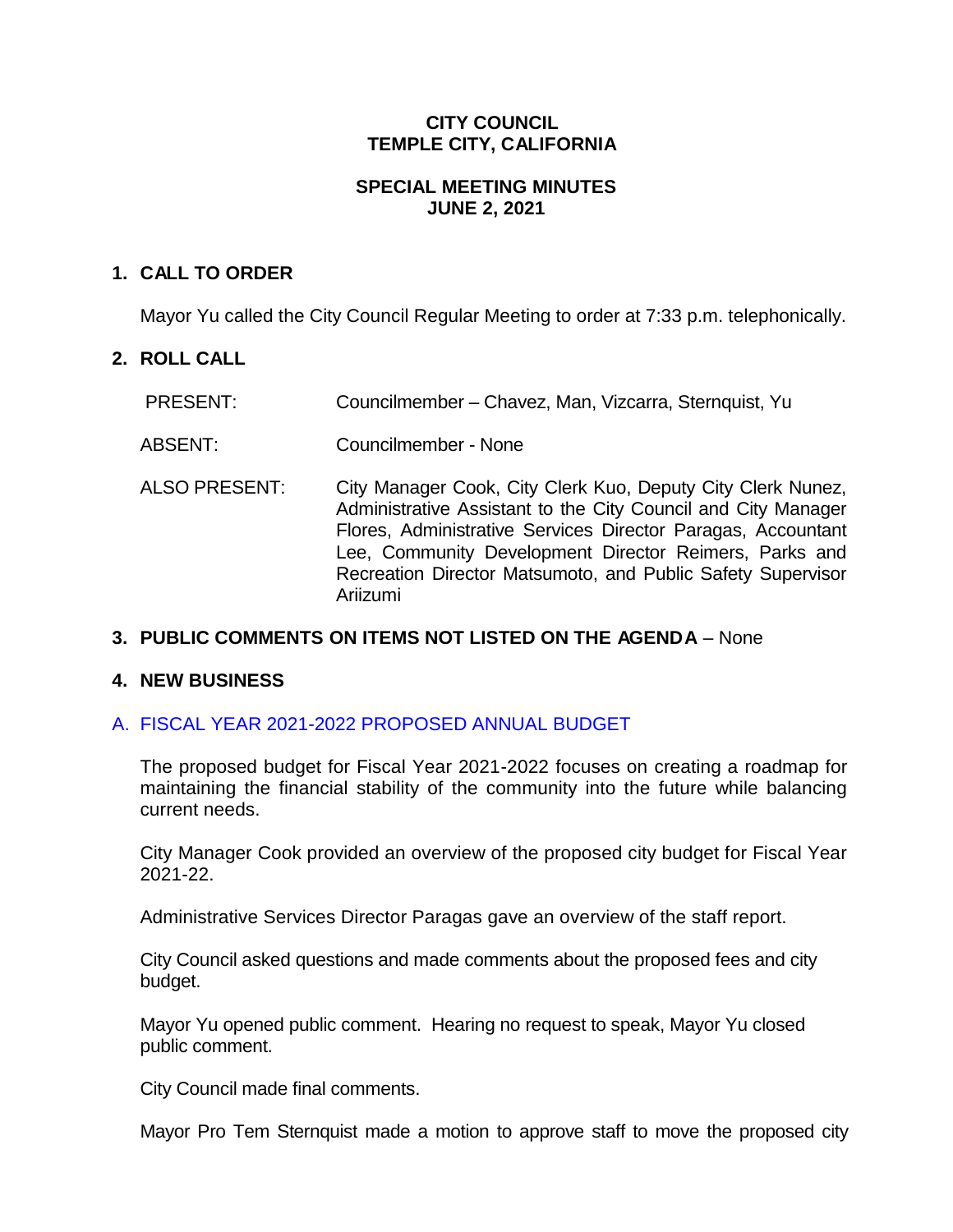**CITY COUNCIL**
**TEMPLE CITY, CALIFORNIA**

**SPECIAL MEETING MINUTES**
**JUNE 2, 2021**

## 1. CALL TO ORDER

Mayor Yu called the City Council Regular Meeting to order at 7:33 p.m. telephonically.

## 2. ROLL CALL

PRESENT: Councilmember – Chavez, Man, Vizcarra, Sternquist, Yu

ABSENT: Councilmember - None

ALSO PRESENT: City Manager Cook, City Clerk Kuo, Deputy City Clerk Nunez, Administrative Assistant to the City Council and City Manager Flores, Administrative Services Director Paragas, Accountant Lee, Community Development Director Reimers, Parks and Recreation Director Matsumoto, and Public Safety Supervisor Ariizumi

## 3. PUBLIC COMMENTS ON ITEMS NOT LISTED ON THE AGENDA – None

## 4. NEW BUSINESS

### A. FISCAL YEAR 2021-2022 PROPOSED ANNUAL BUDGET

The proposed budget for Fiscal Year 2021-2022 focuses on creating a roadmap for maintaining the financial stability of the community into the future while balancing current needs.

City Manager Cook provided an overview of the proposed city budget for Fiscal Year 2021-22.

Administrative Services Director Paragas gave an overview of the staff report.

City Council asked questions and made comments about the proposed fees and city budget.

Mayor Yu opened public comment. Hearing no request to speak, Mayor Yu closed public comment.

City Council made final comments.

Mayor Pro Tem Sternquist made a motion to approve staff to move the proposed city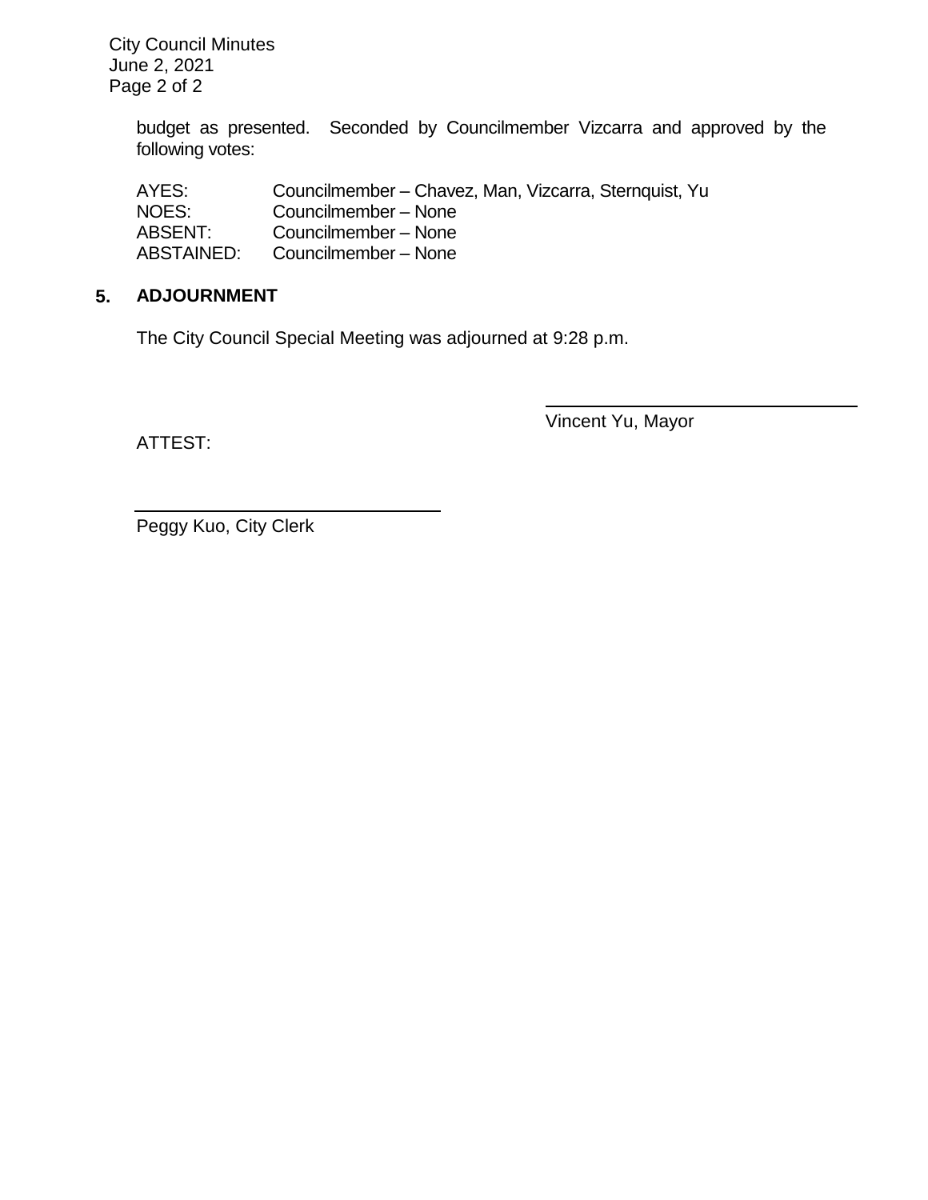budget as presented. Seconded by Councilmember Vizcarra and approved by the following votes:

| | |
|---|---|
| AYES: | Councilmember – Chavez, Man, Vizcarra, Sternquist, Yu |
| NOES: | Councilmember – None |
| ABSENT: | Councilmember – None |
| ABSTAINED: | Councilmember – None |

## 5. ADJOURNMENT

The City Council Special Meeting was adjourned at 9:28 p.m.

Vincent Yu, Mayor

ATTEST:

Peggy Kuo, City Clerk